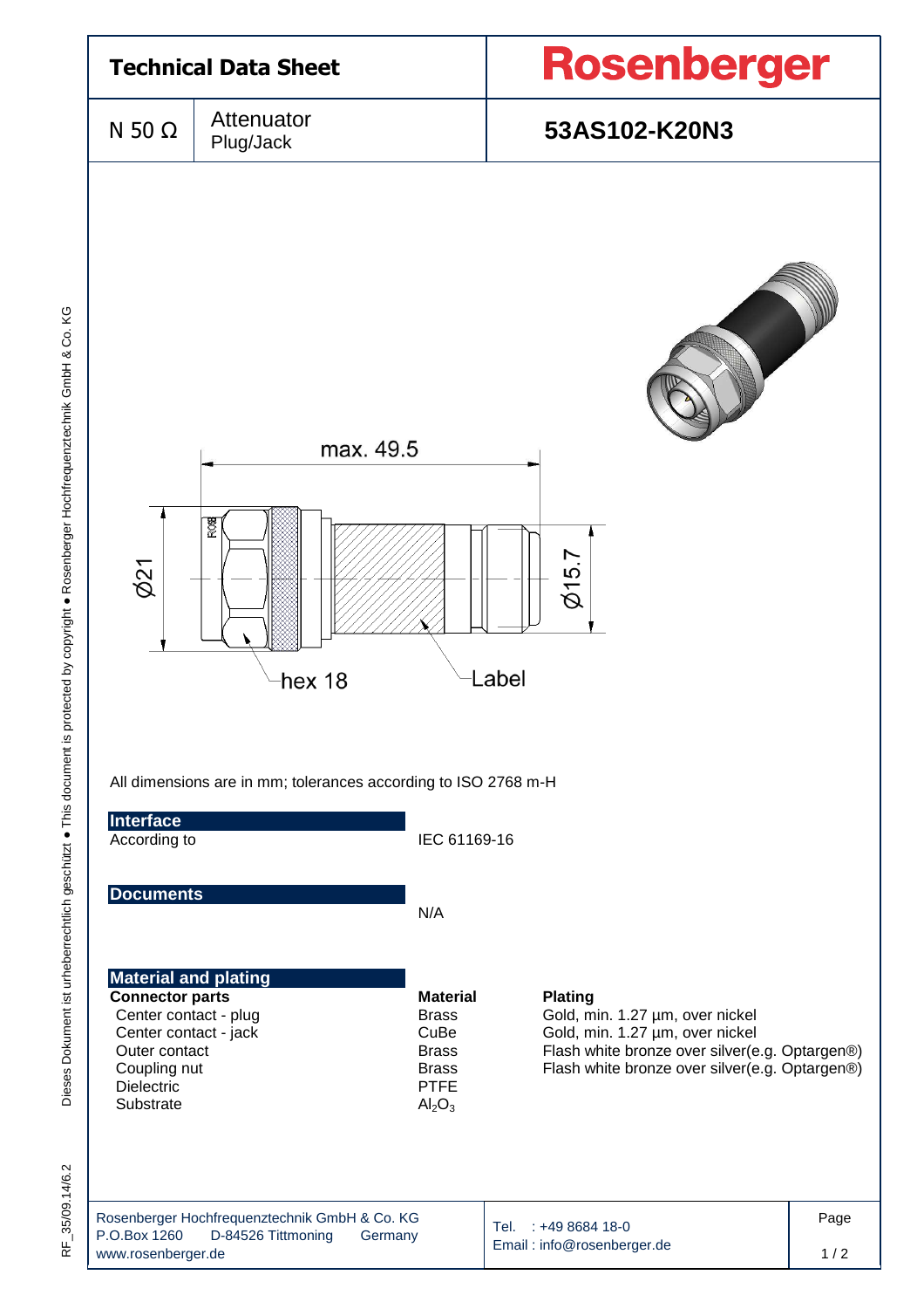# Technical Data Sheet

**Rosenberger**

| N 50 Ω | Attenuator Plug/Jack | **53AS102-K20N3** |
|---|---|---|

max. 49.5

Ø21

Ø15.7

hex 18

Label

All dimensions are in mm; tolerances according to ISO 2768 m-H

## Interface

According to IEC 61169-16

## Documents

N/A

## Material and plating

| **Connector parts** | **Material** | **Plating** |
|---|---|---|
| Center contact - plug | Brass | Gold, min. 1.27 µm, over nickel |
| Center contact - jack | CuBe | Gold, min. 1.27 µm, over nickel |
| Outer contact | Brass | Flash white bronze over silver(e.g. Optargen®) |
| Coupling nut | Brass | Flash white bronze over silver(e.g. Optargen®) |
| Dielectric | PTFE | |
| Substrate | $Al_2O_3$ | |

Rosenberger Hochfrequenztechnik GmbH & Co. KG
P.O.Box 1260 D-84526 Tittmoning Germany
www.rosenberger.de

Tel. : +49 8684 18-0
Email : info@rosenberger.de

RF_35/09.14/6.2

Dieses Dokument ist urheberrechtlich geschützt ● This document is protected by copyright ● Rosenberger Hochfrequenztechnik GmbH & Co. KG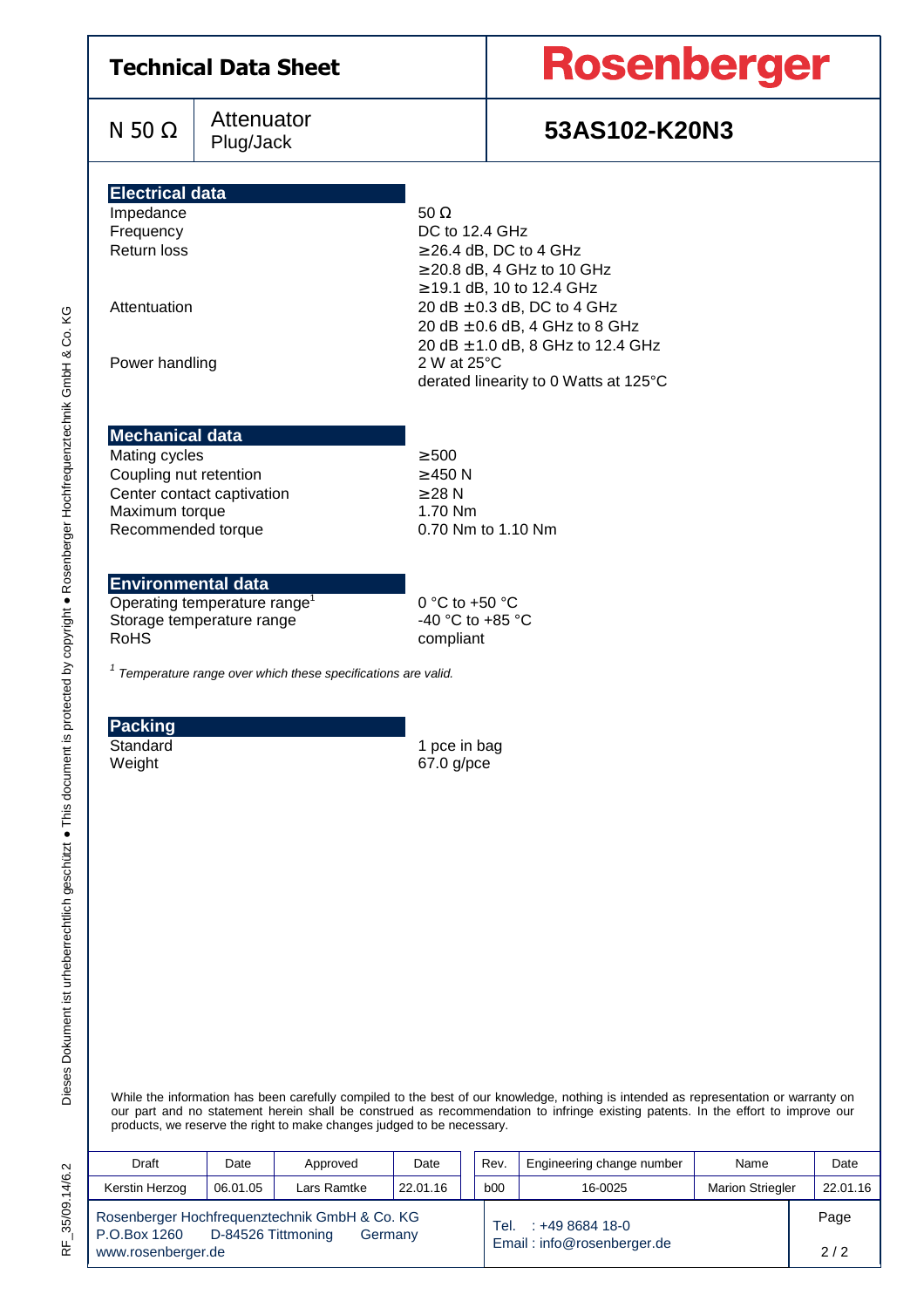# Technical Data Sheet

**Rosenberger**

| | | |
|---|---|---|
| N 50 Ω | Attenuator Plug/Jack | **53AS102-K20N3** |

## Electrical data

| | |
|---|---|
| Impedance | 50 Ω |
| Frequency | DC to 12.4 GHz |
| Return loss | ≥ 26.4 dB, DC to 4 GHz |
| | ≥ 20.8 dB, 4 GHz to 10 GHz |
| | ≥ 19.1 dB, 10 to 12.4 GHz |
| Attentuation | 20 dB ± 0.3 dB, DC to 4 GHz |
| | 20 dB ± 0.6 dB, 4 GHz to 8 GHz |
| | 20 dB ± 1.0 dB, 8 GHz to 12.4 GHz |
| Power handling | 2 W at 25°C |
| | derated linearity to 0 Watts at 125°C |

## Mechanical data

| | |
|---|---|
| Mating cycles | ≥ 500 |
| Coupling nut retention | ≥ 450 N |
| Center contact captivation | ≥ 28 N |
| Maximum torque | 1.70 Nm |
| Recommended torque | 0.70 Nm to 1.10 Nm |

## Environmental data

| | |
|---|---|
| Operating temperature range[1] | 0 °C to +50 °C |
| Storage temperature range | -40 °C to +85 °C |
| RoHS | compliant |

[1] *Temperature range over which these specifications are valid.*

## Packing

| | |
|---|---|
| Standard | 1 pce in bag |
| Weight | 67.0 g/pce |

While the information has been carefully compiled to the best of our knowledge, nothing is intended as representation or warranty on our part and no statement herein shall be construed as recommendation to infringe existing patents. In the effort to improve our products, we reserve the right to make changes judged to be necessary.

| Draft | Date | Approved | Date | Rev. | Engineering change number | Name | Date |
|---|---|---|---|---|---|---|---|
| Kerstin Herzog | 06.01.05 | Lars Ramtke | 22.01.16 | b00 | 16-0025 | Marion Striegler | 22.01.16 |

Rosenberger Hochfrequenztechnik GmbH & Co. KG
P.O.Box 1260 D-84526 Tittmoning Germany
www.rosenberger.de

Tel. : +49 8684 18-0
Email : info@rosenberger.de

Dieses Dokument ist urheberrechtlich geschützt ● This document is protected by copyright ● Rosenberger Hochfrequenztechnik GmbH & Co. KG

RF_35/09.14/6.2